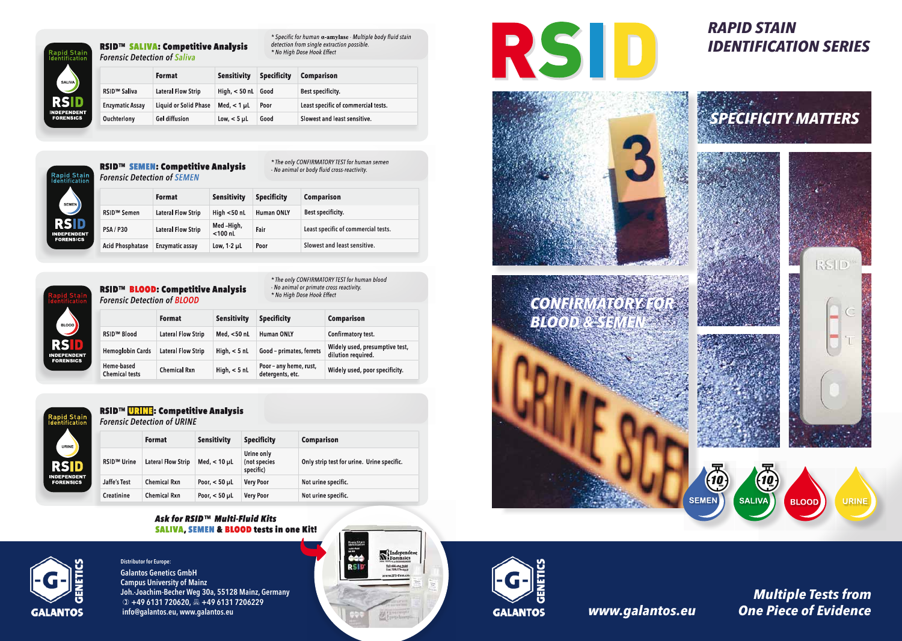## RSID™ SALIVA: Competitive Analysis

*Forensic Detection of Saliva*

* *Specific for human α-amylase · Multiple body fluid stain detection from single extraction possible.*
* *No High Dose Hook Effect*

| | Format | Sensitivity | Specificity | Comparison |
|---|---|---|---|---|
| RSID™ Saliva | Lateral Flow Strip | High, < 50 nL | Good | Best specificity. |
| Enzymatic Assay | Liquid or Solid Phase | Med, < 1 µL | Poor | Least specific of commercial tests. |
| Ouchterlony | Gel diffusion | Low, < 5 µL | Good | Slowest and least sensitive. |

## RSID™ SEMEN: Competitive Analysis

*Forensic Detection of SEMEN*

* *The only CONFIRMATORY TEST for human semen*
- *No animal or body fluid cross-reactivity.*

| | Format | Sensitivity | Specificity | Comparison |
|---|---|---|---|---|
| RSID™ Semen | Lateral Flow Strip | High <50 nL | Human ONLY | Best specificity. |
| PSA / P30 | Lateral Flow Strip | Med -High, <100 nL | Fair | Least specific of commercial tests. |
| Acid Phosphatase | Enzymatic assay | Low, 1-2 µL | Poor | Slowest and least sensitive. |

## RSID™ BLOOD: Competitive Analysis

*Forensic Detection of BLOOD*

* *The only CONFIRMATORY TEST for human blood*
- *No animal or primate cross reactivity.*
* *No High Dose Hook Effect*

| | Format | Sensitivity | Specificity | Comparison |
|---|---|---|---|---|
| RSID™ Blood | Lateral Flow Strip | Med, <50 nL | Human ONLY | Confirmatory test. |
| Hemoglobin Cards | Lateral Flow Strip | High, < 5 nL | Good – primates, ferrets | Widely used, presumptive test, dilution required. |
| Heme-based Chemical tests | Chemical Rxn | High, < 5 nL | Poor – any heme, rust, detergents, etc. | Widely used, poor specificity. |

## RSID™ URINE: Competitive Analysis

*Forensic Detection of URINE*

| | Format | Sensitivity | Specificity | Comparison |
|---|---|---|---|---|
| RSID™ Urine | Lateral Flow Strip | Med, < 10 µL | Urine only (not species specific) | Only strip test for urine. Urine specific. |
| Jaffe's Test | Chemical Rxn | Poor, < 50 µL | Very Poor | Not urine specific. |
| Creatinine | Chemical Rxn | Poor, < 50 µL | Very Poor | Not urine specific. |

***Ask for RSID™ Multi-Fluid Kits***
**SALIVA, SEMEN & BLOOD tests in one Kit!**

Distributor for Europe:
Galantos Genetics GmbH
Campus University of Mainz
Joh.-Joachim-Becher Weg 30a, 55128 Mainz, Germany
✆ +49 6131 720620, 🖷 +49 6131 7206229
info@galantos.eu, www.galantos.eu

# RSID

## RAPID STAIN IDENTIFICATION SERIES

**SPECIFICITY MATTERS**

**CONFIRMATORY FOR BLOOD & SEMEN**

SEMEN · SALIVA · BLOOD · URINE

www.galantos.eu

***Multiple Tests from One Piece of Evidence***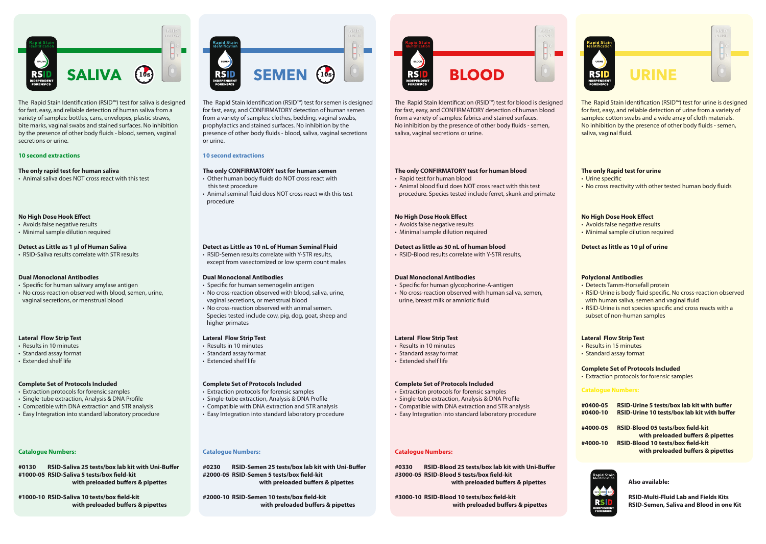# SALIVA

The Rapid Stain Identification (RSID™) test for saliva is designed for fast, easy, and reliable detection of human saliva from a variety of samples: bottles, cans, envelopes, plastic straws, bite marks, vaginal swabs and stained surfaces. No inhibition by the presence of other body fluids - blood, semen, vaginal secretions or urine.

**10 second extractions**

**The only rapid test for human saliva**
- Animal saliva does NOT cross react with this test

**No High Dose Hook Effect**
- Avoids false negative results
- Minimal sample dilution required

**Detect as Little as 1 µl of Human Saliva**
- RSID-Saliva results correlate with STR results

**Dual Monoclonal Antibodies**
- Specific for human salivary amylase antigen
- No cross-reaction observed with blood, semen, urine, vaginal secretions, or menstrual blood

**Lateral Flow Strip Test**
- Results in 10 minutes
- Standard assay format
- Extended shelf life

**Complete Set of Protocols Included**
- Extraction protocols for forensic samples
- Single-tube extraction, Analysis & DNA Profile
- Compatible with DNA extraction and STR analysis
- Easy Integration into standard laboratory procedure

**Catalogue Numbers:**

**#0130 RSID-Saliva 25 tests/box lab kit with Uni-Buffer**
**#1000-05 RSID-Saliva 5 tests/box field-kit with preloaded buffers & pipettes**

**#1000-10 RSID-Saliva 10 tests/box field-kit with preloaded buffers & pipettes**

# SEMEN

The Rapid Stain Identification (RSID™) test for semen is designed for fast, easy, and CONFIRMATORY detection of human semen from a variety of samples: clothes, bedding, vaginal swabs, prophylactics and stained surfaces. No inhibition by the presence of other body fluids - blood, saliva, vaginal secretions or urine.

**10 second extractions**

**The only CONFIRMATORY test for human semen**
- Other human body fluids do NOT cross react with this test procedure
- Animal seminal fluid does NOT cross react with this test procedure

**Detect as Little as 10 nL of Human Seminal Fluid**
- RSID-Semen results correlate with Y-STR results, except from vasectomized or low sperm count males

**Dual Monoclonal Antibodies**
- Specific for human semenogelin antigen
- No cross-reaction observed with blood, saliva, urine, vaginal secretions, or menstrual blood
- No cross-reaction observed with animal semen. Species tested include cow, pig, dog, goat, sheep and higher primates

**Lateral Flow Strip Test**
- Results in 10 minutes
- Standard assay format
- Extended shelf life

**Complete Set of Protocols Included**
- Extraction protocols for forensic samples
- Single-tube extraction, Analysis & DNA Profile
- Compatible with DNA extraction and STR analysis
- Easy Integration into standard laboratory procedure

**Catalogue Numbers:**

**#0230 RSID-Semen 25 tests/box lab kit with Uni-Buffer**
**#2000-05 RSID-Semen 5 tests/box field-kit with preloaded buffers & pipettes**

**#2000-10 RSID-Semen 10 tests/box field-kit with preloaded buffers & pipettes**

# BLOOD

The Rapid Stain Identification (RSID™) test for blood is designed for fast, easy, and CONFIRMATORY detection of human blood from a variety of samples: fabrics and stained surfaces. No inhibition by the presence of other body fluids - semen, saliva, vaginal secretions or urine.

**The only CONFIRMATORY test for human blood**
- Rapid test for human blood
- Animal blood fluid does NOT cross react with this test procedure. Species tested include ferret, skunk and primate

**No High Dose Hook Effect**
- Avoids false negative results
- Minimal sample dilution required

**Detect as little as 50 nL of human blood**
- RSID-Blood results correlate with Y-STR results,

**Dual Monoclonal Antibodies**
- Specific for human glycophorine-A-antigen
- No cross-reaction observed with human saliva, semen, urine, breast milk or amniotic fluid

**Lateral Flow Strip Test**
- Results in 10 minutes
- Standard assay format
- Extended shelf life

**Complete Set of Protocols Included**
- Extraction protocols for forensic samples
- Single-tube extraction, Analysis & DNA Profile
- Compatible with DNA extraction and STR analysis
- Easy Integration into standard laboratory procedure

**Catalogue Numbers:**

**#0330 RSID-Blood 25 tests/box lab kit with Uni-Buffer**
**#3000-05 RSID-Blood 5 tests/box field-kit with preloaded buffers & pipettes**

**#3000-10 RSID-Blood 10 tests/box field-kit with preloaded buffers & pipettes**

# URINE

The Rapid Stain Identification (RSID™) test for urine is designed for fast, easy, and reliable detection of urine from a variety of samples: cotton swabs and a wide array of cloth materials. No inhibition by the presence of other body fluids - semen, saliva, vaginal fluid.

**The only Rapid test for urine**
- Urine specific
- No cross reactivity with other tested human body fluids

**No High Dose Hook Effect**
- Avoids false negative results
- Minimal sample dilution required

**Detect as little as 10 µl of urine**

**Polyclonal Antibodies**
- Detects Tamm-Horsefall protein
- RSID-Urine is body fluid specific. No cross-reaction observed with human saliva, semen and vaginal fluid
- RSID-Urine is not species specific and cross reacts with a subset of non-human samples

**Lateral Flow Strip Test**
- Results in 15 minutes
- Standard assay format

**Complete Set of Protocols Included**
- Extraction protocols for forensic samples

**Catalogue Numbers:**

**#0400-05 RSID-Urine 5 tests/box lab kit with buffer**
**#0400-10 RSID-Urine 10 tests/box lab kit with buffer**

**#4000-05 RSID-Blood 05 tests/box field-kit with preloaded buffers & pipettes**
**#4000-10 RSID-Blood 10 tests/box field-kit with preloaded buffers & pipettes**

**Also available:**

**RSID-Multi-Fluid Lab and Fields Kits**
**RSID-Semen, Saliva and Blood in one Kit**